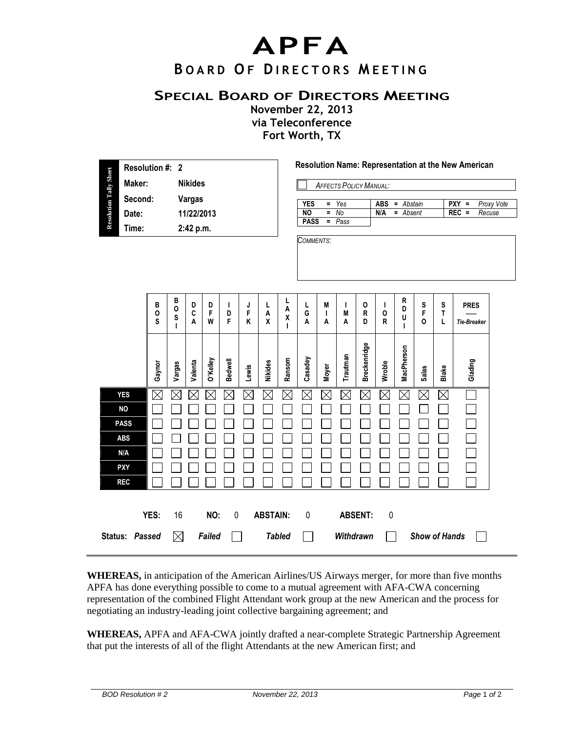# APFA

## BOARD OF DIRECTORS MEETING

### SPECIAL BOARD OF DIRECTORS MEETING

**November 22, 2013**
**via Teleconference**
**Fort Worth, TX**

**Resolution Tally Sheet**

| | |
|---|---|
| **Resolution #:** | **2** |
| **Maker:** | **Nikides** |
| **Second:** | **Vargas** |
| **Date:** | **11/22/2013** |
| **Time:** | **2:42 p.m.** |

**Resolution Name: Representation at the New American**

☐ *AFFECTS POLICY MANUAL:*

| | | |
|---|---|---|
| **YES** = *Yes* | **ABS** = *Abstain* | **PXY** = *Proxy Vote* |
| **NO** = *No* | **N/A** = *Absent* | **REC** = *Recuse* |
| **PASS** = *Pass* | | |

*COMMENTS*:

| | BOS | BOSI | DCA | DFW | IDF | JFK | LAX | LAXI | LGA | MIA | IMA | ORD | IOR | RDUI | SFO | STL | PRES — Tie-Breaker |
|---|---|---|---|---|---|---|---|---|---|---|---|---|---|---|---|---|---|
| | Gaynor | Vargas | Valenta | O'Kelley | Bedwell | Lewis | Nikides | Ransom | Casadey | Moyer | Trautman | Breckenridge | Wroble | MacPherson | Salas | Blake | Glading |
| **YES** | ☒ | ☒ | ☒ | ☒ | ☒ | ☒ | ☒ | ☒ | ☒ | ☒ | ☒ | ☒ | ☒ | ☒ | ☒ | ☒ | ☐ |
| **NO** | ☐ | ☐ | ☐ | ☐ | ☐ | ☐ | ☐ | ☐ | ☐ | ☐ | ☐ | ☐ | ☐ | ☐ | ☐ | ☐ | ☐ |
| **PASS** | ☐ | ☐ | ☐ | ☐ | ☐ | ☐ | ☐ | ☐ | ☐ | ☐ | ☐ | ☐ | ☐ | ☐ | ☐ | ☐ | ☐ |
| **ABS** | ☐ | ☐ | ☐ | ☐ | ☐ | ☐ | ☐ | ☐ | ☐ | ☐ | ☐ | ☐ | ☐ | ☐ | ☐ | ☐ | ☐ |
| **N/A** | ☐ | ☐ | ☐ | ☐ | ☐ | ☐ | ☐ | ☐ | ☐ | ☐ | ☐ | ☐ | ☐ | ☐ | ☐ | ☐ | ☐ |
| **PXY** | ☐ | ☐ | ☐ | ☐ | ☐ | ☐ | ☐ | ☐ | ☐ | ☐ | ☐ | ☐ | ☐ | ☐ | ☐ | ☐ | ☐ |
| **REC** | ☐ | ☐ | ☐ | ☐ | ☐ | ☐ | ☐ | ☐ | ☐ | ☐ | ☐ | ☐ | ☐ | ☐ | ☐ | ☐ | ☐ |

**YES:** 16 **NO:** 0 **ABSTAIN:** 0 **ABSENT:** 0

**Status:** ***Passed*** ☒ ***Failed*** ☐ ***Tabled*** ☐ ***Withdrawn*** ☐ ***Show of Hands*** ☐

---

**WHEREAS,** in anticipation of the American Airlines/US Airways merger, for more than five months APFA has done everything possible to come to a mutual agreement with AFA-CWA concerning representation of the combined Flight Attendant work group at the new American and the process for negotiating an industry-leading joint collective bargaining agreement; and

**WHEREAS,** APFA and AFA-CWA jointly drafted a near-complete Strategic Partnership Agreement that put the interests of all of the flight Attendants at the new American first; and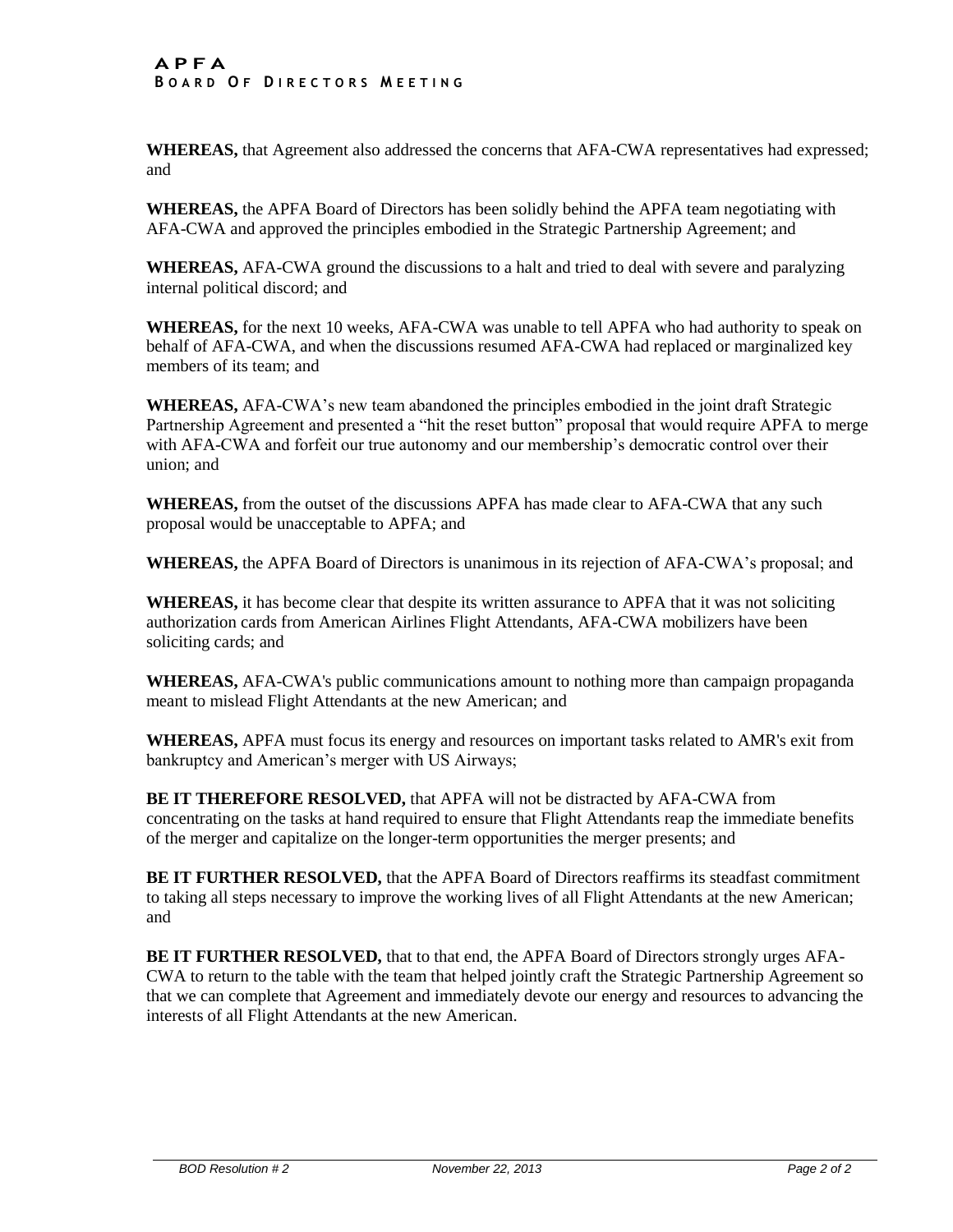**WHEREAS,** that Agreement also addressed the concerns that AFA-CWA representatives had expressed; and

**WHEREAS,** the APFA Board of Directors has been solidly behind the APFA team negotiating with AFA-CWA and approved the principles embodied in the Strategic Partnership Agreement; and

**WHEREAS,** AFA-CWA ground the discussions to a halt and tried to deal with severe and paralyzing internal political discord; and

**WHEREAS,** for the next 10 weeks, AFA-CWA was unable to tell APFA who had authority to speak on behalf of AFA-CWA, and when the discussions resumed AFA-CWA had replaced or marginalized key members of its team; and

**WHEREAS,** AFA-CWA's new team abandoned the principles embodied in the joint draft Strategic Partnership Agreement and presented a "hit the reset button" proposal that would require APFA to merge with AFA-CWA and forfeit our true autonomy and our membership's democratic control over their union; and

**WHEREAS,** from the outset of the discussions APFA has made clear to AFA-CWA that any such proposal would be unacceptable to APFA; and

**WHEREAS,** the APFA Board of Directors is unanimous in its rejection of AFA-CWA's proposal; and

**WHEREAS,** it has become clear that despite its written assurance to APFA that it was not soliciting authorization cards from American Airlines Flight Attendants, AFA-CWA mobilizers have been soliciting cards; and

**WHEREAS,** AFA-CWA's public communications amount to nothing more than campaign propaganda meant to mislead Flight Attendants at the new American; and

**WHEREAS,** APFA must focus its energy and resources on important tasks related to AMR's exit from bankruptcy and American's merger with US Airways;

**BE IT THEREFORE RESOLVED,** that APFA will not be distracted by AFA-CWA from concentrating on the tasks at hand required to ensure that Flight Attendants reap the immediate benefits of the merger and capitalize on the longer-term opportunities the merger presents; and

**BE IT FURTHER RESOLVED,** that the APFA Board of Directors reaffirms its steadfast commitment to taking all steps necessary to improve the working lives of all Flight Attendants at the new American; and

**BE IT FURTHER RESOLVED,** that to that end, the APFA Board of Directors strongly urges AFA-CWA to return to the table with the team that helped jointly craft the Strategic Partnership Agreement so that we can complete that Agreement and immediately devote our energy and resources to advancing the interests of all Flight Attendants at the new American.